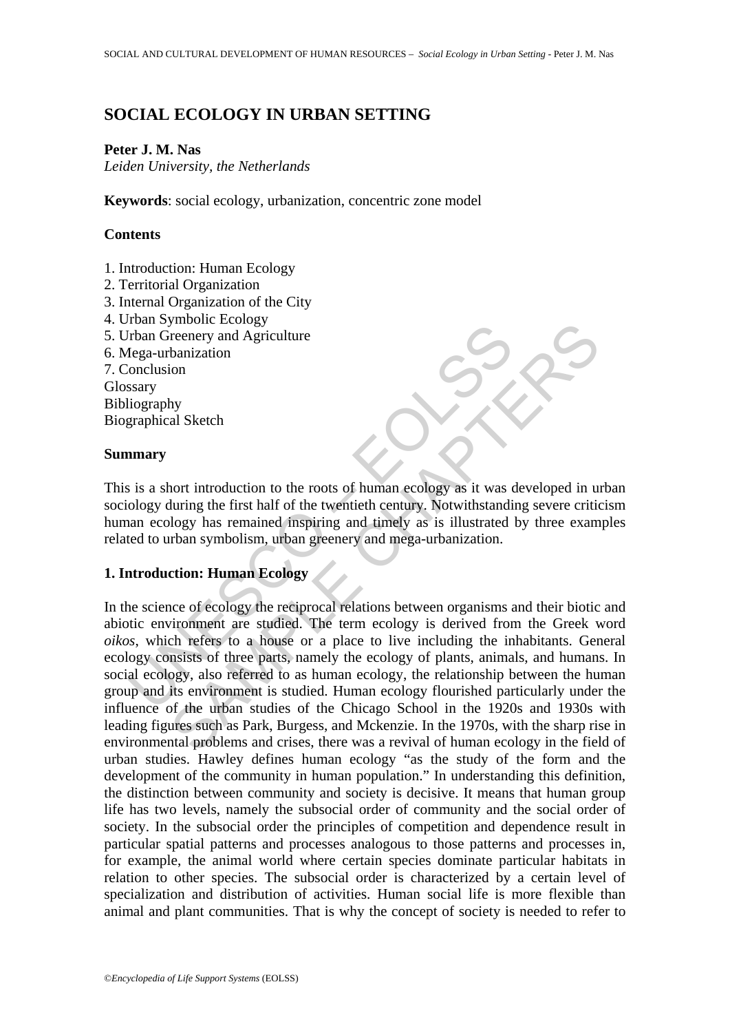# SOCIAL ECOLOGY IN URBAN SETTING

**Peter J. M. Nas**
*Leiden University, the Netherlands*

**Keywords**: social ecology, urbanization, concentric zone model

## Contents

1. Introduction: Human Ecology
2. Territorial Organization
3. Internal Organization of the City
4. Urban Symbolic Ecology
5. Urban Greenery and Agriculture
6. Mega-urbanization
7. Conclusion

Glossary
Bibliography
Biographical Sketch

## Summary

This is a short introduction to the roots of human ecology as it was developed in urban sociology during the first half of the twentieth century. Notwithstanding severe criticism human ecology has remained inspiring and timely as is illustrated by three examples related to urban symbolism, urban greenery and mega-urbanization.

## 1. Introduction: Human Ecology

In the science of ecology the reciprocal relations between organisms and their biotic and abiotic environment are studied. The term ecology is derived from the Greek word *oikos*, which refers to a house or a place to live including the inhabitants. General ecology consists of three parts, namely the ecology of plants, animals, and humans. In social ecology, also referred to as human ecology, the relationship between the human group and its environment is studied. Human ecology flourished particularly under the influence of the urban studies of the Chicago School in the 1920s and 1930s with leading figures such as Park, Burgess, and Mckenzie. In the 1970s, with the sharp rise in environmental problems and crises, there was a revival of human ecology in the field of urban studies. Hawley defines human ecology "as the study of the form and the development of the community in human population." In understanding this definition, the distinction between community and society is decisive. It means that human group life has two levels, namely the subsocial order of community and the social order of society. In the subsocial order the principles of competition and dependence result in particular spatial patterns and processes analogous to those patterns and processes in, for example, the animal world where certain species dominate particular habitats in relation to other species. The subsocial order is characterized by a certain level of specialization and distribution of activities. Human social life is more flexible than animal and plant communities. That is why the concept of society is needed to refer to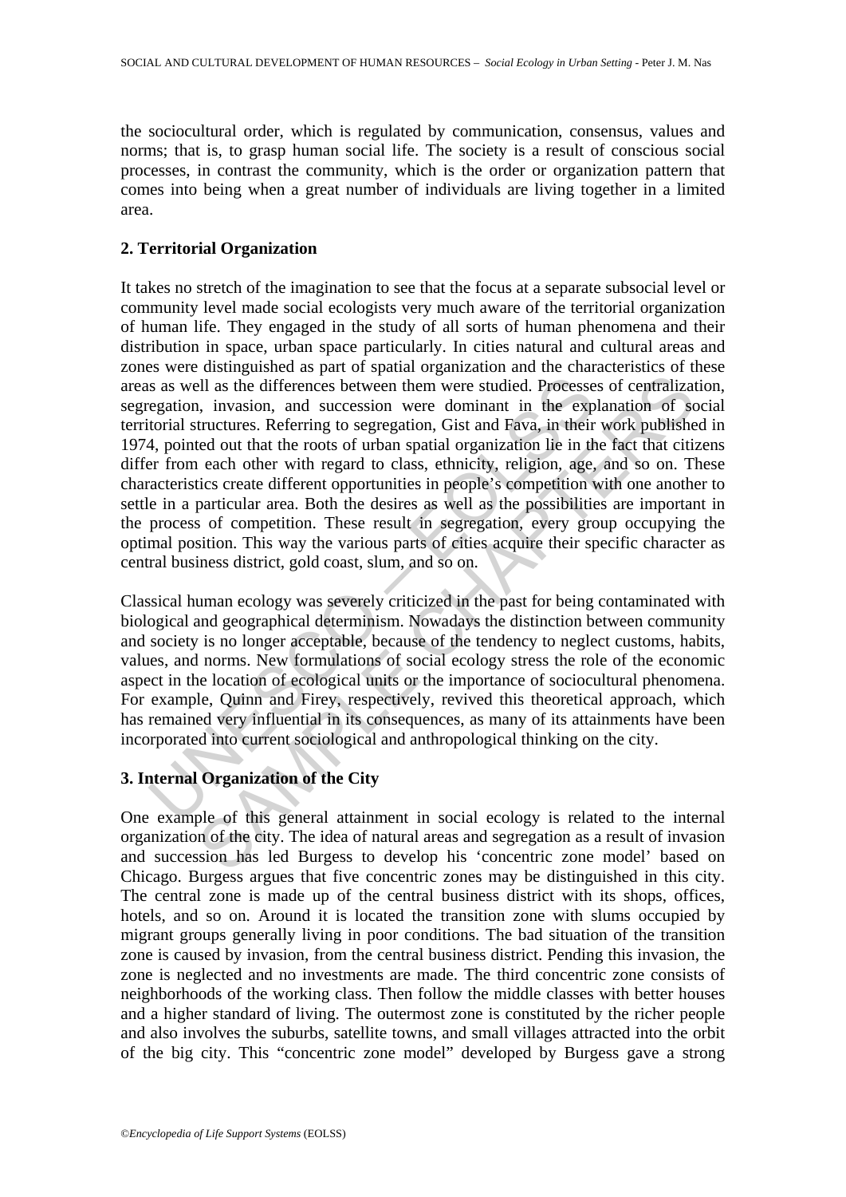the sociocultural order, which is regulated by communication, consensus, values and norms; that is, to grasp human social life. The society is a result of conscious social processes, in contrast the community, which is the order or organization pattern that comes into being when a great number of individuals are living together in a limited area.

## 2. Territorial Organization

It takes no stretch of the imagination to see that the focus at a separate subsocial level or community level made social ecologists very much aware of the territorial organization of human life. They engaged in the study of all sorts of human phenomena and their distribution in space, urban space particularly. In cities natural and cultural areas and zones were distinguished as part of spatial organization and the characteristics of these areas as well as the differences between them were studied. Processes of centralization, segregation, invasion, and succession were dominant in the explanation of social territorial structures. Referring to segregation, Gist and Fava, in their work published in 1974, pointed out that the roots of urban spatial organization lie in the fact that citizens differ from each other with regard to class, ethnicity, religion, age, and so on. These characteristics create different opportunities in people's competition with one another to settle in a particular area. Both the desires as well as the possibilities are important in the process of competition. These result in segregation, every group occupying the optimal position. This way the various parts of cities acquire their specific character as central business district, gold coast, slum, and so on.

Classical human ecology was severely criticized in the past for being contaminated with biological and geographical determinism. Nowadays the distinction between community and society is no longer acceptable, because of the tendency to neglect customs, habits, values, and norms. New formulations of social ecology stress the role of the economic aspect in the location of ecological units or the importance of sociocultural phenomena. For example, Quinn and Firey, respectively, revived this theoretical approach, which has remained very influential in its consequences, as many of its attainments have been incorporated into current sociological and anthropological thinking on the city.

## 3. Internal Organization of the City

One example of this general attainment in social ecology is related to the internal organization of the city. The idea of natural areas and segregation as a result of invasion and succession has led Burgess to develop his 'concentric zone model' based on Chicago. Burgess argues that five concentric zones may be distinguished in this city. The central zone is made up of the central business district with its shops, offices, hotels, and so on. Around it is located the transition zone with slums occupied by migrant groups generally living in poor conditions. The bad situation of the transition zone is caused by invasion, from the central business district. Pending this invasion, the zone is neglected and no investments are made. The third concentric zone consists of neighborhoods of the working class. Then follow the middle classes with better houses and a higher standard of living. The outermost zone is constituted by the richer people and also involves the suburbs, satellite towns, and small villages attracted into the orbit of the big city. This "concentric zone model" developed by Burgess gave a strong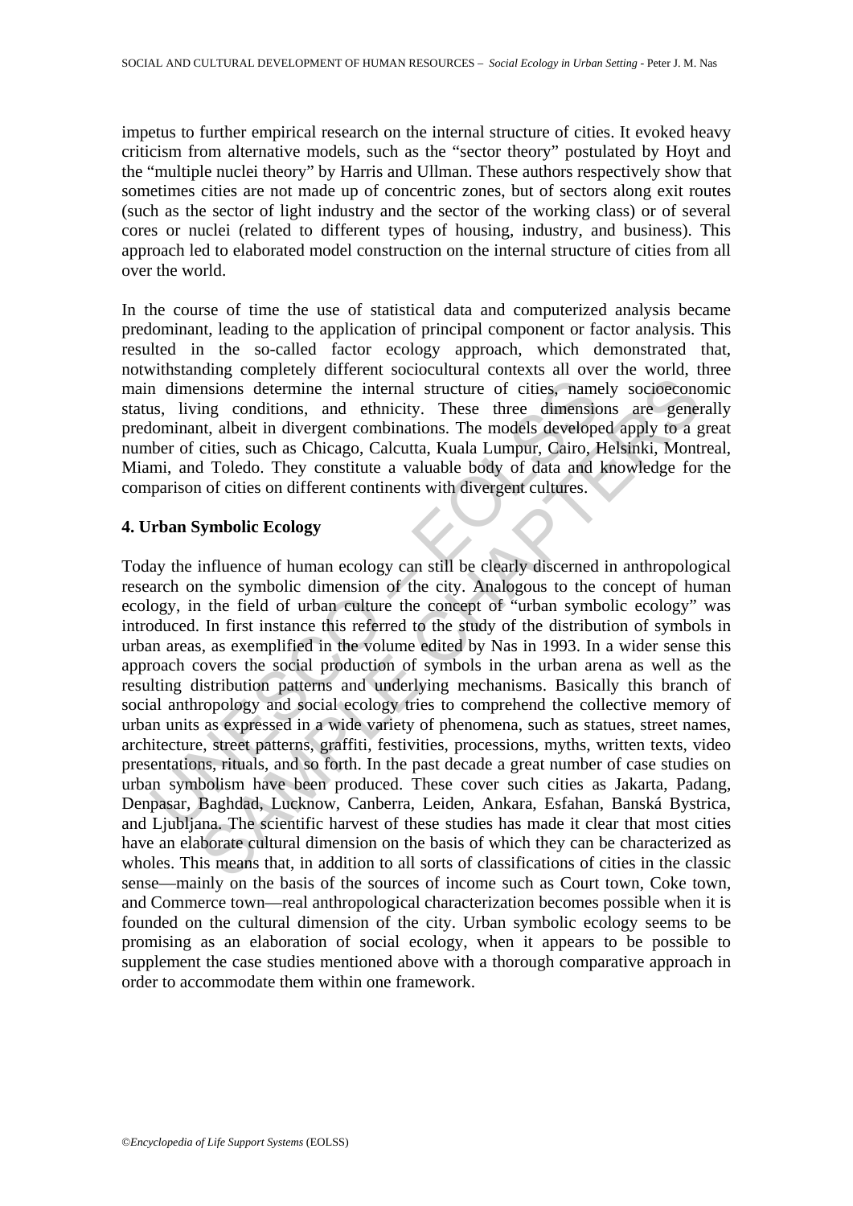impetus to further empirical research on the internal structure of cities. It evoked heavy criticism from alternative models, such as the "sector theory" postulated by Hoyt and the "multiple nuclei theory" by Harris and Ullman. These authors respectively show that sometimes cities are not made up of concentric zones, but of sectors along exit routes (such as the sector of light industry and the sector of the working class) or of several cores or nuclei (related to different types of housing, industry, and business). This approach led to elaborated model construction on the internal structure of cities from all over the world.

In the course of time the use of statistical data and computerized analysis became predominant, leading to the application of principal component or factor analysis. This resulted in the so-called factor ecology approach, which demonstrated that, notwithstanding completely different sociocultural contexts all over the world, three main dimensions determine the internal structure of cities, namely socioeconomic status, living conditions, and ethnicity. These three dimensions are generally predominant, albeit in divergent combinations. The models developed apply to a great number of cities, such as Chicago, Calcutta, Kuala Lumpur, Cairo, Helsinki, Montreal, Miami, and Toledo. They constitute a valuable body of data and knowledge for the comparison of cities on different continents with divergent cultures.

## 4. Urban Symbolic Ecology

Today the influence of human ecology can still be clearly discerned in anthropological research on the symbolic dimension of the city. Analogous to the concept of human ecology, in the field of urban culture the concept of "urban symbolic ecology" was introduced. In first instance this referred to the study of the distribution of symbols in urban areas, as exemplified in the volume edited by Nas in 1993. In a wider sense this approach covers the social production of symbols in the urban arena as well as the resulting distribution patterns and underlying mechanisms. Basically this branch of social anthropology and social ecology tries to comprehend the collective memory of urban units as expressed in a wide variety of phenomena, such as statues, street names, architecture, street patterns, graffiti, festivities, processions, myths, written texts, video presentations, rituals, and so forth. In the past decade a great number of case studies on urban symbolism have been produced. These cover such cities as Jakarta, Padang, Denpasar, Baghdad, Lucknow, Canberra, Leiden, Ankara, Esfahan, Banská Bystrica, and Ljubljana. The scientific harvest of these studies has made it clear that most cities have an elaborate cultural dimension on the basis of which they can be characterized as wholes. This means that, in addition to all sorts of classifications of cities in the classic sense—mainly on the basis of the sources of income such as Court town, Coke town, and Commerce town—real anthropological characterization becomes possible when it is founded on the cultural dimension of the city. Urban symbolic ecology seems to be promising as an elaboration of social ecology, when it appears to be possible to supplement the case studies mentioned above with a thorough comparative approach in order to accommodate them within one framework.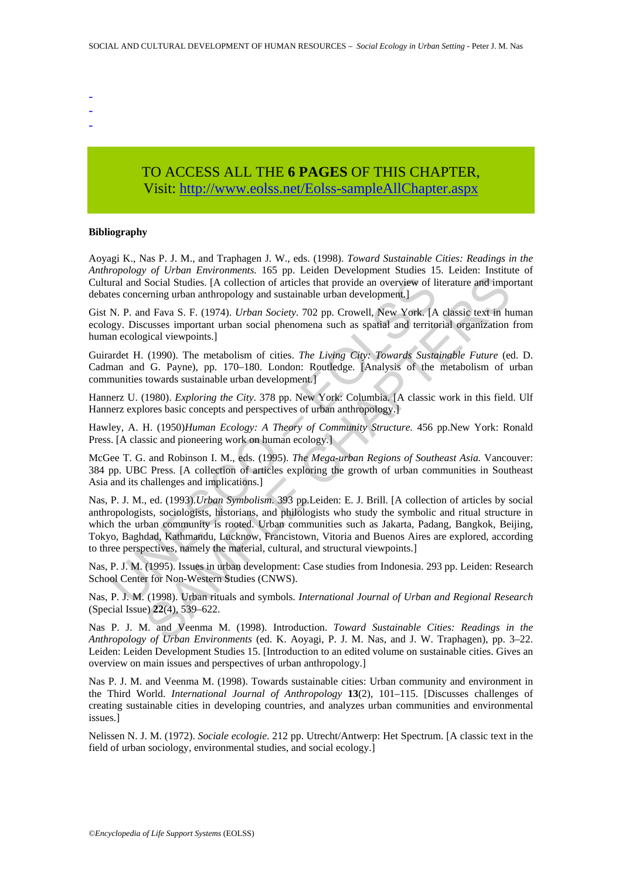-
-
-

TO ACCESS ALL THE **6 PAGES** OF THIS CHAPTER,
Visit: http://www.eolss.net/Eolss-sampleAllChapter.aspx

**Bibliography**

Aoyagi K., Nas P. J. M., and Traphagen J. W., eds. (1998). *Toward Sustainable Cities: Readings in the Anthropology of Urban Environments.* 165 pp. Leiden Development Studies 15. Leiden: Institute of Cultural and Social Studies. [A collection of articles that provide an overview of literature and important debates concerning urban anthropology and sustainable urban development.]

Gist N. P. and Fava S. F. (1974). *Urban Society*. 702 pp. Crowell, New York. [A classic text in human ecology. Discusses important urban social phenomena such as spatial and territorial organization from human ecological viewpoints.]

Guirardet H. (1990). The metabolism of cities. *The Living City: Towards Sustainable Future* (ed. D. Cadman and G. Payne), pp. 170–180. London: Routledge. [Analysis of the metabolism of urban communities towards sustainable urban development.]

Hannerz U. (1980). *Exploring the City*. 378 pp. New York: Columbia. [A classic work in this field. Ulf Hannerz explores basic concepts and perspectives of urban anthropology.]

Hawley, A. H. (1950)*Human Ecology: A Theory of Community Structure.* 456 pp.New York: Ronald Press. [A classic and pioneering work on human ecology.]

McGee T. G. and Robinson I. M., eds. (1995). *The Mega-urban Regions of Southeast Asia.* Vancouver: 384 pp. UBC Press. [A collection of articles exploring the growth of urban communities in Southeast Asia and its challenges and implications.]

Nas, P. J. M., ed. (1993).*Urban Symbolism.* 393 pp.Leiden: E. J. Brill. [A collection of articles by social anthropologists, sociologists, historians, and philologists who study the symbolic and ritual structure in which the urban community is rooted. Urban communities such as Jakarta, Padang, Bangkok, Beijing, Tokyo, Baghdad, Kathmandu, Lucknow, Francistown, Vitoria and Buenos Aires are explored, according to three perspectives, namely the material, cultural, and structural viewpoints.]

Nas, P. J. M. (1995). Issues in urban development: Case studies from Indonesia. 293 pp. Leiden: Research School Center for Non-Western Studies (CNWS).

Nas, P. J. M. (1998). Urban rituals and symbols. *International Journal of Urban and Regional Research* (Special Issue) **22**(4), 539–622.

Nas P. J. M. and Veenma M. (1998). Introduction. *Toward Sustainable Cities: Readings in the Anthropology of Urban Environments* (ed. K. Aoyagi, P. J. M. Nas, and J. W. Traphagen), pp. 3–22. Leiden: Leiden Development Studies 15. [Introduction to an edited volume on sustainable cities. Gives an overview on main issues and perspectives of urban anthropology.]

Nas P. J. M. and Veenma M. (1998). Towards sustainable cities: Urban community and environment in the Third World. *International Journal of Anthropology* **13**(2), 101–115. [Discusses challenges of creating sustainable cities in developing countries, and analyzes urban communities and environmental issues.]

Nelissen N. J. M. (1972). *Sociale ecologie*. 212 pp. Utrecht/Antwerp: Het Spectrum. [A classic text in the field of urban sociology, environmental studies, and social ecology.]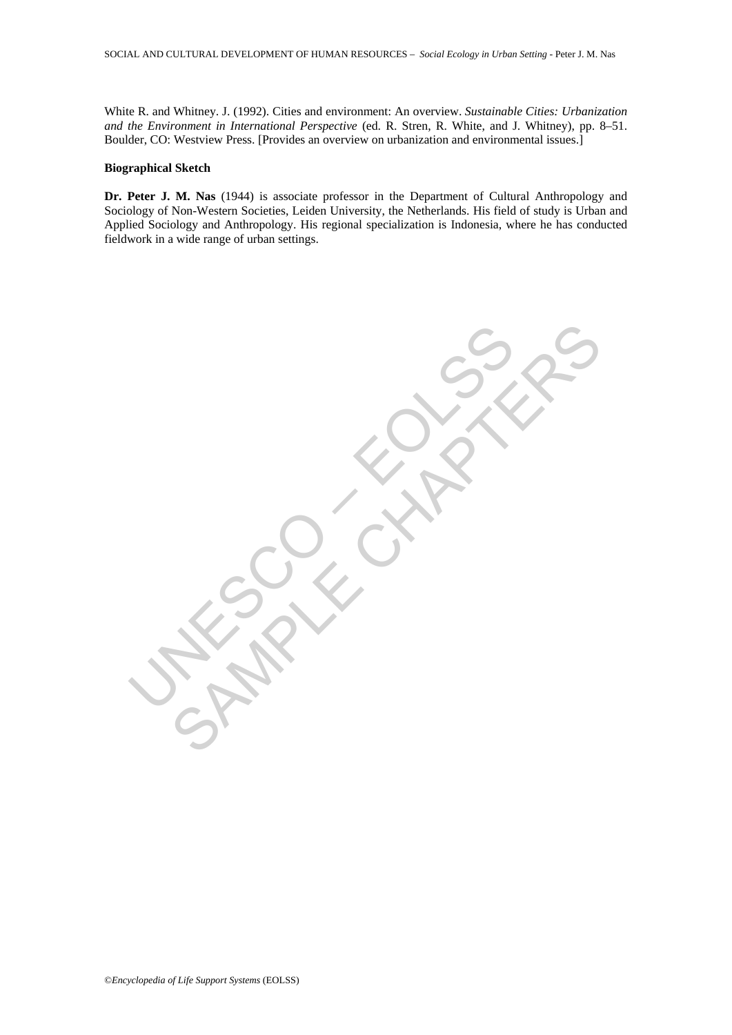White R. and Whitney. J. (1992). Cities and environment: An overview. *Sustainable Cities: Urbanization and the Environment in International Perspective* (ed. R. Stren, R. White, and J. Whitney), pp. 8–51. Boulder, CO: Westview Press. [Provides an overview on urbanization and environmental issues.]

**Biographical Sketch**

**Dr. Peter J. M. Nas** (1944) is associate professor in the Department of Cultural Anthropology and Sociology of Non-Western Societies, Leiden University, the Netherlands. His field of study is Urban and Applied Sociology and Anthropology. His regional specialization is Indonesia, where he has conducted fieldwork in a wide range of urban settings.